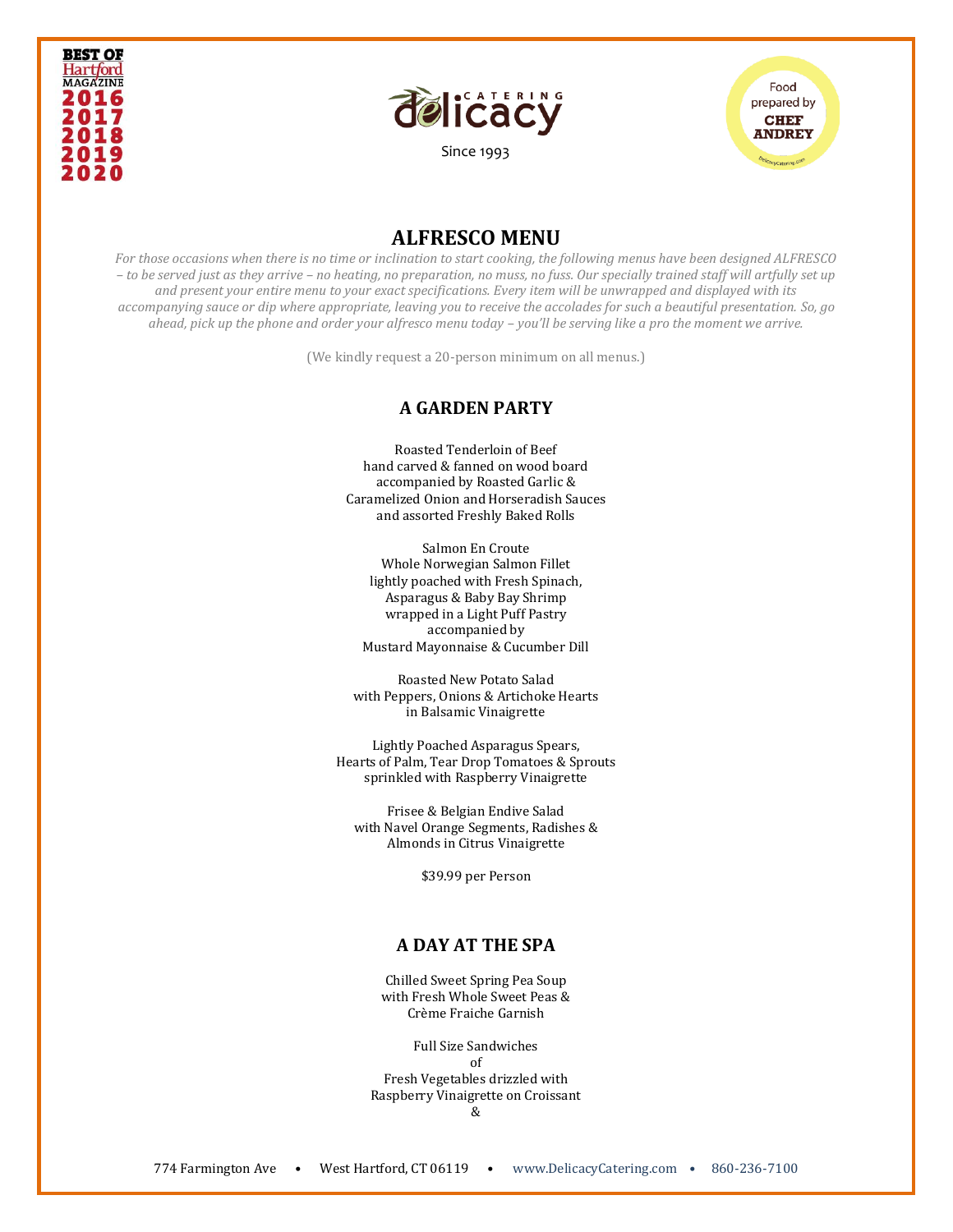BEST OF Hartford MAGAZINE 2016 2017 2018 2019 2020

Delicacy Catering

Since 1993

Food prepared by CHEF ANDREY

# ALFRESCO MENU

*For those occasions when there is no time or inclination to start cooking, the following menus have been designed ALFRESCO – to be served just as they arrive – no heating, no preparation, no muss, no fuss. Our specially trained staff will artfully set up and present your entire menu to your exact specifications. Every item will be unwrapped and displayed with its accompanying sauce or dip where appropriate, leaving you to receive the accolades for such a beautiful presentation. So, go ahead, pick up the phone and order your alfresco menu today – you'll be serving like a pro the moment we arrive.*

(We kindly request a 20-person minimum on all menus.)

## A GARDEN PARTY

Roasted Tenderloin of Beef
hand carved & fanned on wood board
accompanied by Roasted Garlic &
Caramelized Onion and Horseradish Sauces
and assorted Freshly Baked Rolls

Salmon En Croute
Whole Norwegian Salmon Fillet
lightly poached with Fresh Spinach,
Asparagus & Baby Bay Shrimp
wrapped in a Light Puff Pastry
accompanied by
Mustard Mayonnaise & Cucumber Dill

Roasted New Potato Salad
with Peppers, Onions & Artichoke Hearts
in Balsamic Vinaigrette

Lightly Poached Asparagus Spears,
Hearts of Palm, Tear Drop Tomatoes & Sprouts
sprinkled with Raspberry Vinaigrette

Frisee & Belgian Endive Salad
with Navel Orange Segments, Radishes &
Almonds in Citrus Vinaigrette

$39.99 per Person

## A DAY AT THE SPA

Chilled Sweet Spring Pea Soup
with Fresh Whole Sweet Peas &
Crème Fraiche Garnish

Full Size Sandwiches
of
Fresh Vegetables drizzled with
Raspberry Vinaigrette on Croissant
&

774 Farmington Ave • West Hartford, CT 06119 • www.DelicacyCatering.com • 860-236-7100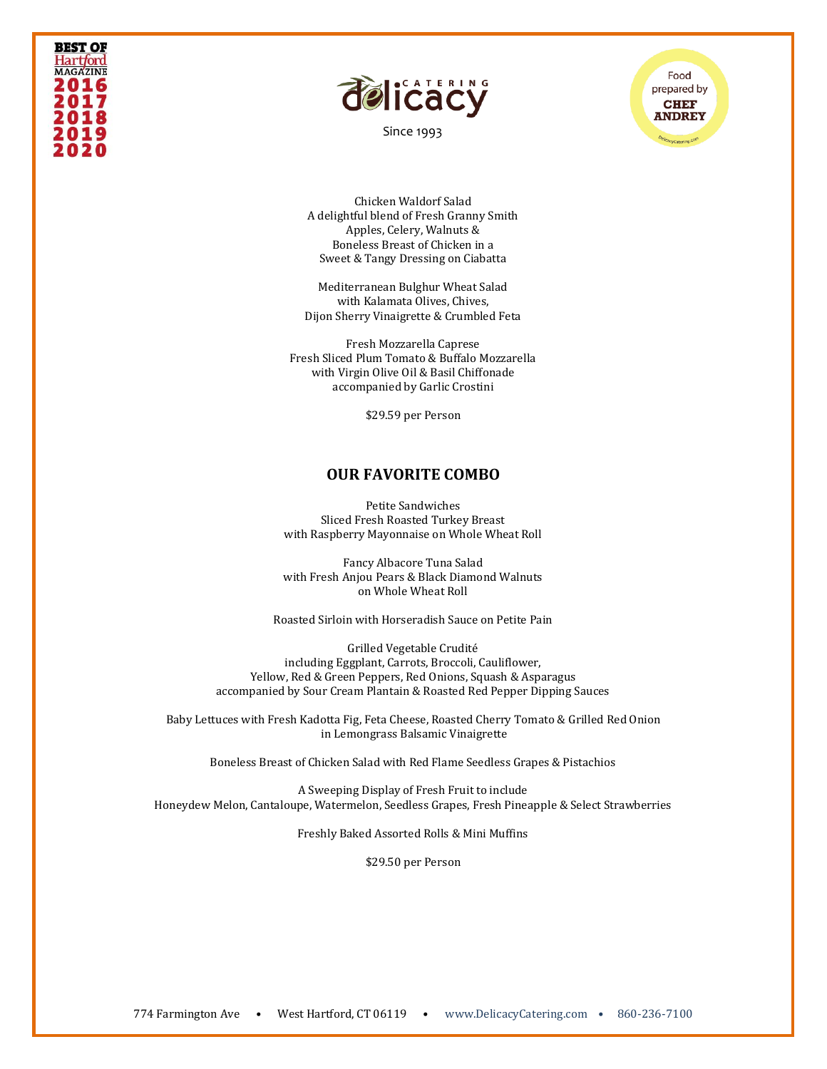Chicken Waldorf Salad
A delightful blend of Fresh Granny Smith Apples, Celery, Walnuts & Boneless Breast of Chicken in a Sweet & Tangy Dressing on Ciabatta

Mediterranean Bulghur Wheat Salad
with Kalamata Olives, Chives,
Dijon Sherry Vinaigrette & Crumbled Feta

Fresh Mozzarella Caprese
Fresh Sliced Plum Tomato & Buffalo Mozzarella
with Virgin Olive Oil & Basil Chiffonade
accompanied by Garlic Crostini

$29.59 per Person

## OUR FAVORITE COMBO

Petite Sandwiches
Sliced Fresh Roasted Turkey Breast
with Raspberry Mayonnaise on Whole Wheat Roll

Fancy Albacore Tuna Salad
with Fresh Anjou Pears & Black Diamond Walnuts
on Whole Wheat Roll

Roasted Sirloin with Horseradish Sauce on Petite Pain

Grilled Vegetable Crudité
including Eggplant, Carrots, Broccoli, Cauliflower,
Yellow, Red & Green Peppers, Red Onions, Squash & Asparagus
accompanied by Sour Cream Plantain & Roasted Red Pepper Dipping Sauces

Baby Lettuces with Fresh Kadotta Fig, Feta Cheese, Roasted Cherry Tomato & Grilled Red Onion
in Lemongrass Balsamic Vinaigrette

Boneless Breast of Chicken Salad with Red Flame Seedless Grapes & Pistachios

A Sweeping Display of Fresh Fruit to include
Honeydew Melon, Cantaloupe, Watermelon, Seedless Grapes, Fresh Pineapple & Select Strawberries

Freshly Baked Assorted Rolls & Mini Muffins

$29.50 per Person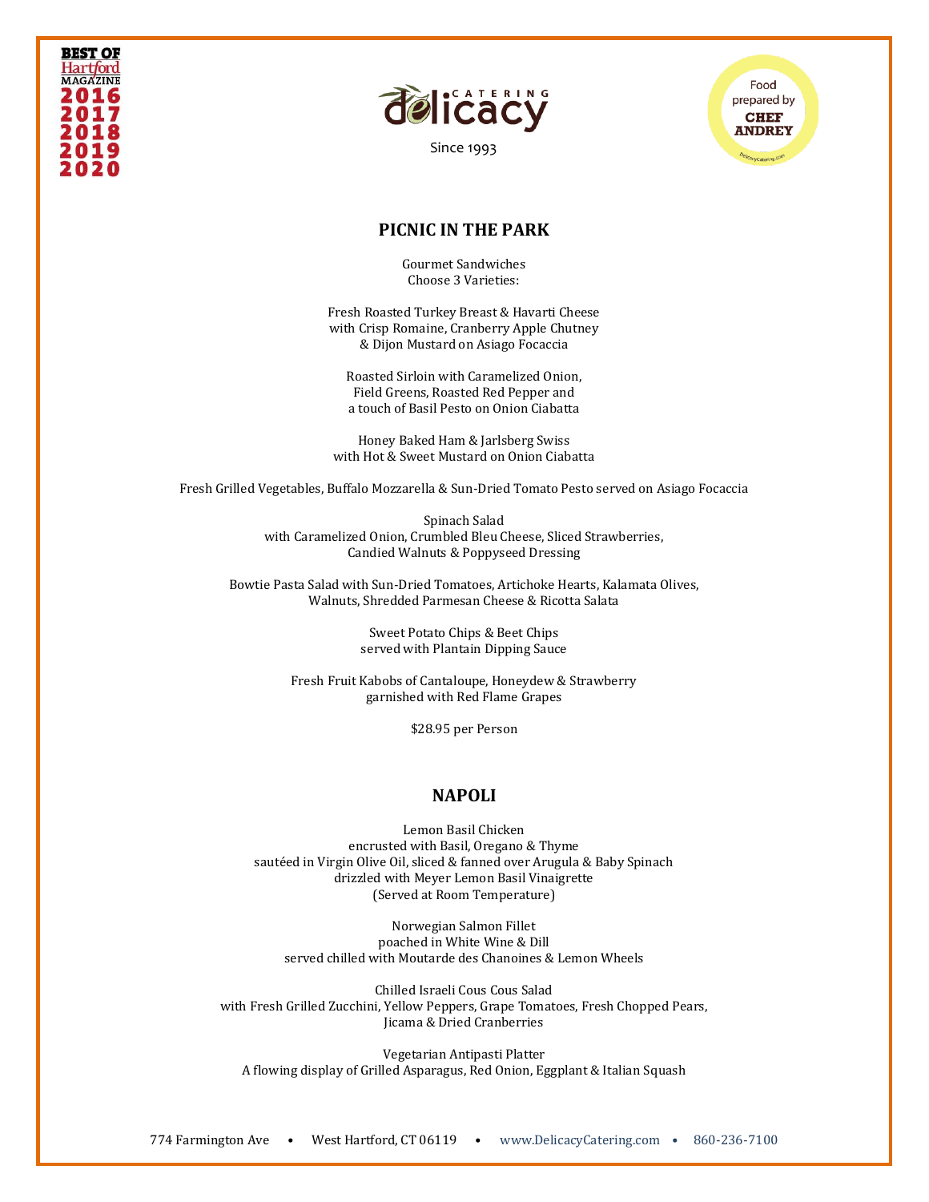## PICNIC IN THE PARK

Gourmet Sandwiches
Choose 3 Varieties:

Fresh Roasted Turkey Breast & Havarti Cheese
with Crisp Romaine, Cranberry Apple Chutney
& Dijon Mustard on Asiago Focaccia

Roasted Sirloin with Caramelized Onion,
Field Greens, Roasted Red Pepper and
a touch of Basil Pesto on Onion Ciabatta

Honey Baked Ham & Jarlsberg Swiss
with Hot & Sweet Mustard on Onion Ciabatta

Fresh Grilled Vegetables, Buffalo Mozzarella & Sun-Dried Tomato Pesto served on Asiago Focaccia

Spinach Salad
with Caramelized Onion, Crumbled Bleu Cheese, Sliced Strawberries,
Candied Walnuts & Poppyseed Dressing

Bowtie Pasta Salad with Sun-Dried Tomatoes, Artichoke Hearts, Kalamata Olives,
Walnuts, Shredded Parmesan Cheese & Ricotta Salata

Sweet Potato Chips & Beet Chips
served with Plantain Dipping Sauce

Fresh Fruit Kabobs of Cantaloupe, Honeydew & Strawberry
garnished with Red Flame Grapes

$28.95 per Person

## NAPOLI

Lemon Basil Chicken
encrusted with Basil, Oregano & Thyme
sautéed in Virgin Olive Oil, sliced & fanned over Arugula & Baby Spinach
drizzled with Meyer Lemon Basil Vinaigrette
(Served at Room Temperature)

Norwegian Salmon Fillet
poached in White Wine & Dill
served chilled with Moutarde des Chanoines & Lemon Wheels

Chilled Israeli Cous Cous Salad
with Fresh Grilled Zucchini, Yellow Peppers, Grape Tomatoes, Fresh Chopped Pears,
Jicama & Dried Cranberries

Vegetarian Antipasti Platter
A flowing display of Grilled Asparagus, Red Onion, Eggplant & Italian Squash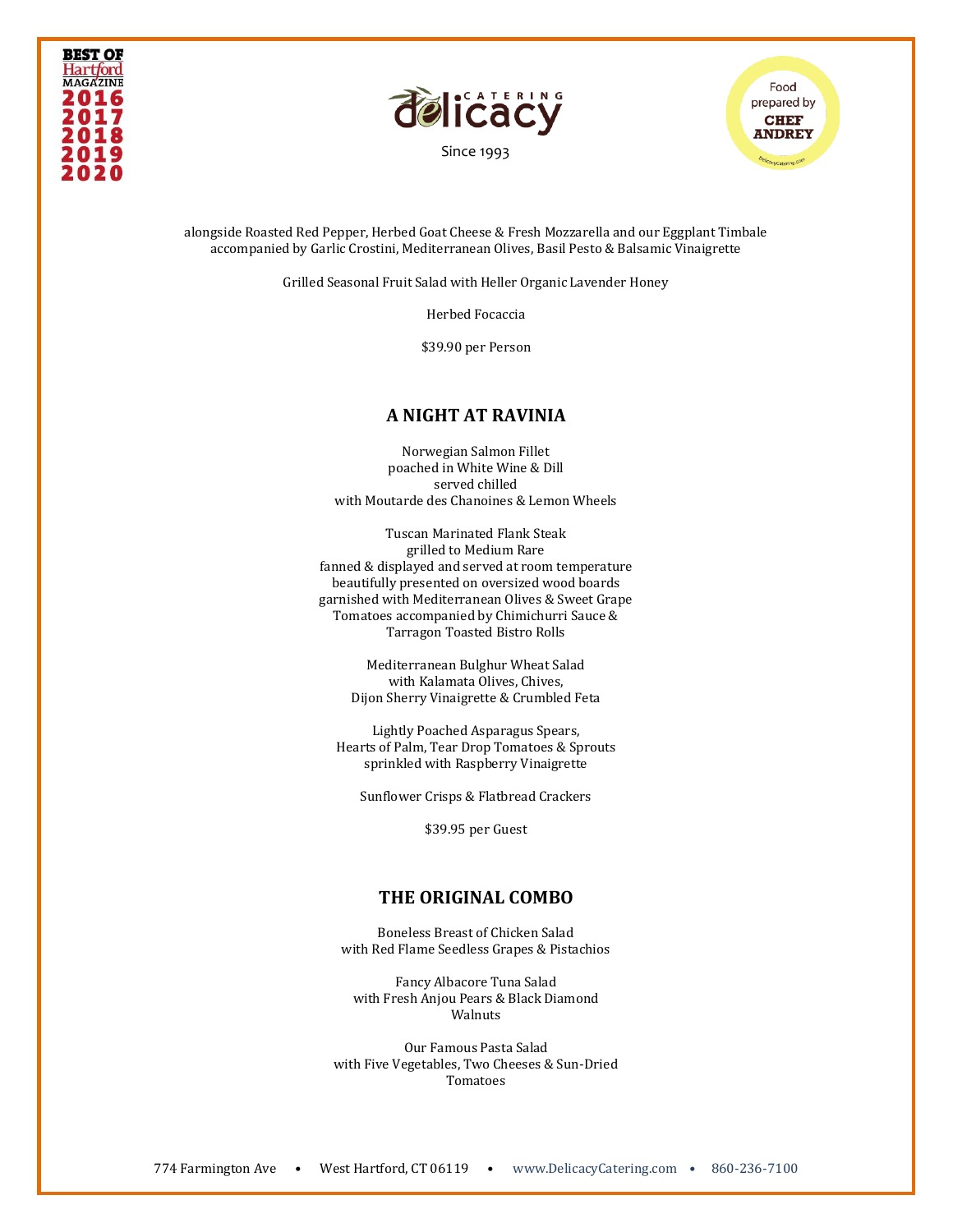alongside Roasted Red Pepper, Herbed Goat Cheese & Fresh Mozzarella and our Eggplant Timbale accompanied by Garlic Crostini, Mediterranean Olives, Basil Pesto & Balsamic Vinaigrette

Grilled Seasonal Fruit Salad with Heller Organic Lavender Honey

Herbed Focaccia

$39.90 per Person

## A NIGHT AT RAVINIA

Norwegian Salmon Fillet
poached in White Wine & Dill
served chilled
with Moutarde des Chanoines & Lemon Wheels

Tuscan Marinated Flank Steak
grilled to Medium Rare
fanned & displayed and served at room temperature
beautifully presented on oversized wood boards
garnished with Mediterranean Olives & Sweet Grape Tomatoes accompanied by Chimichurri Sauce & Tarragon Toasted Bistro Rolls

Mediterranean Bulghur Wheat Salad
with Kalamata Olives, Chives,
Dijon Sherry Vinaigrette & Crumbled Feta

Lightly Poached Asparagus Spears,
Hearts of Palm, Tear Drop Tomatoes & Sprouts
sprinkled with Raspberry Vinaigrette

Sunflower Crisps & Flatbread Crackers

$39.95 per Guest

## THE ORIGINAL COMBO

Boneless Breast of Chicken Salad
with Red Flame Seedless Grapes & Pistachios

Fancy Albacore Tuna Salad
with Fresh Anjou Pears & Black Diamond Walnuts

Our Famous Pasta Salad
with Five Vegetables, Two Cheeses & Sun-Dried Tomatoes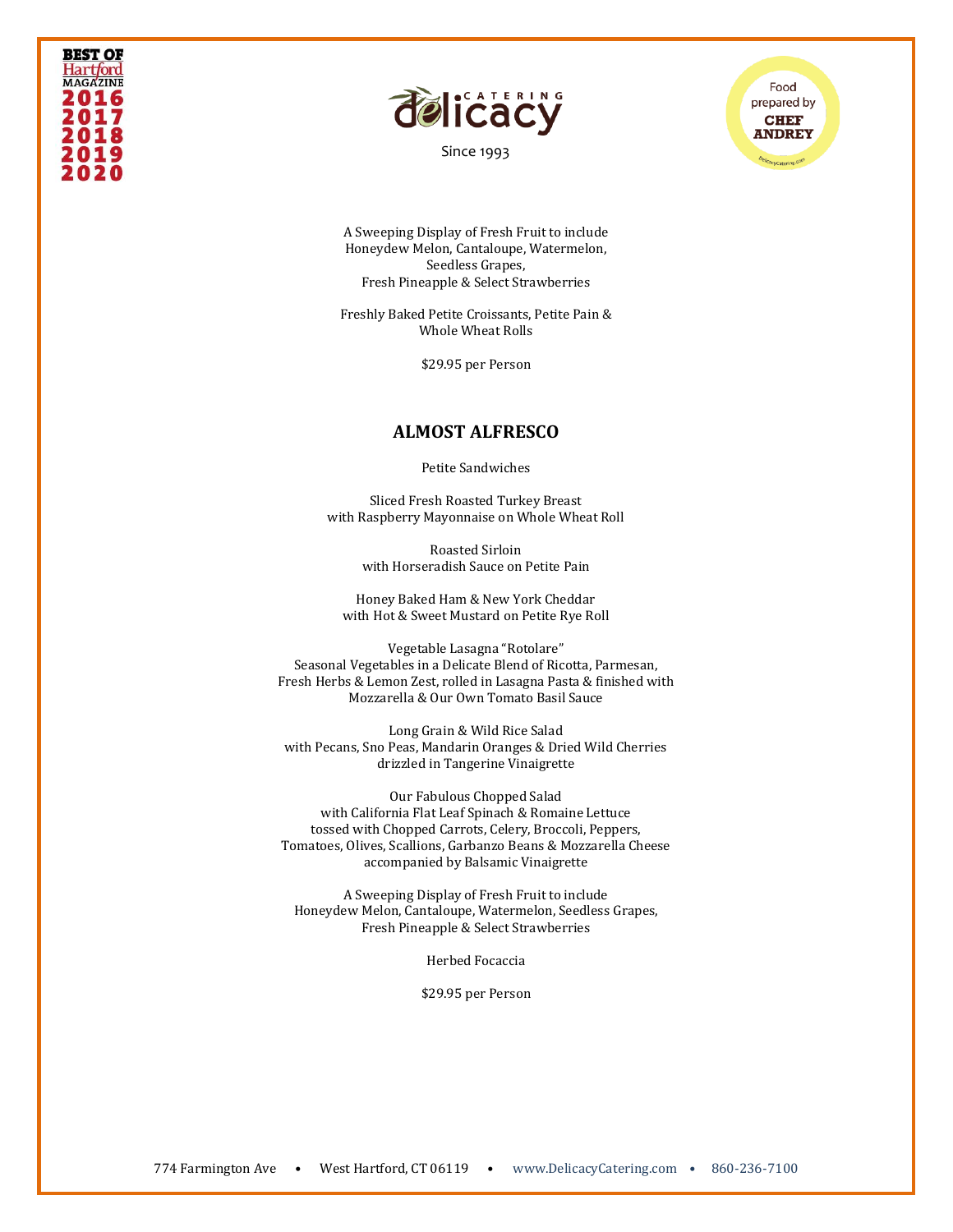A Sweeping Display of Fresh Fruit to include
Honeydew Melon, Cantaloupe, Watermelon,
Seedless Grapes,
Fresh Pineapple & Select Strawberries

Freshly Baked Petite Croissants, Petite Pain &
Whole Wheat Rolls

$29.95 per Person

## ALMOST ALFRESCO

Petite Sandwiches

Sliced Fresh Roasted Turkey Breast
with Raspberry Mayonnaise on Whole Wheat Roll

Roasted Sirloin
with Horseradish Sauce on Petite Pain

Honey Baked Ham & New York Cheddar
with Hot & Sweet Mustard on Petite Rye Roll

Vegetable Lasagna "Rotolare"
Seasonal Vegetables in a Delicate Blend of Ricotta, Parmesan,
Fresh Herbs & Lemon Zest, rolled in Lasagna Pasta & finished with
Mozzarella & Our Own Tomato Basil Sauce

Long Grain & Wild Rice Salad
with Pecans, Sno Peas, Mandarin Oranges & Dried Wild Cherries
drizzled in Tangerine Vinaigrette

Our Fabulous Chopped Salad
with California Flat Leaf Spinach & Romaine Lettuce
tossed with Chopped Carrots, Celery, Broccoli, Peppers,
Tomatoes, Olives, Scallions, Garbanzo Beans & Mozzarella Cheese
accompanied by Balsamic Vinaigrette

A Sweeping Display of Fresh Fruit to include
Honeydew Melon, Cantaloupe, Watermelon, Seedless Grapes,
Fresh Pineapple & Select Strawberries

Herbed Focaccia

$29.95 per Person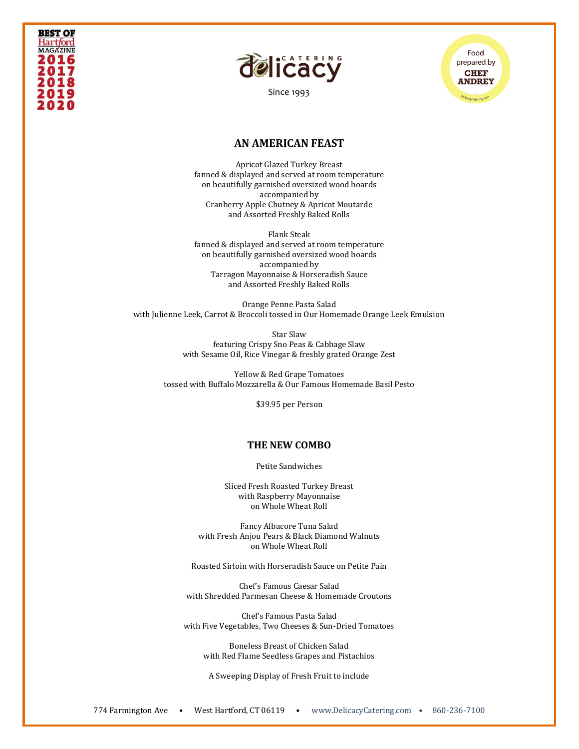## AN AMERICAN FEAST

Apricot Glazed Turkey Breast
fanned & displayed and served at room temperature
on beautifully garnished oversized wood boards
accompanied by
Cranberry Apple Chutney & Apricot Moutarde
and Assorted Freshly Baked Rolls

Flank Steak
fanned & displayed and served at room temperature
on beautifully garnished oversized wood boards
accompanied by
Tarragon Mayonnaise & Horseradish Sauce
and Assorted Freshly Baked Rolls

Orange Penne Pasta Salad
with Julienne Leek, Carrot & Broccoli tossed in Our Homemade Orange Leek Emulsion

Star Slaw
featuring Crispy Sno Peas & Cabbage Slaw
with Sesame Oil, Rice Vinegar & freshly grated Orange Zest

Yellow & Red Grape Tomatoes
tossed with Buffalo Mozzarella & Our Famous Homemade Basil Pesto

$39.95 per Person

## THE NEW COMBO

Petite Sandwiches

Sliced Fresh Roasted Turkey Breast
with Raspberry Mayonnaise
on Whole Wheat Roll

Fancy Albacore Tuna Salad
with Fresh Anjou Pears & Black Diamond Walnuts
on Whole Wheat Roll

Roasted Sirloin with Horseradish Sauce on Petite Pain

Chef's Famous Caesar Salad
with Shredded Parmesan Cheese & Homemade Croutons

Chef's Famous Pasta Salad
with Five Vegetables, Two Cheeses & Sun-Dried Tomatoes

Boneless Breast of Chicken Salad
with Red Flame Seedless Grapes and Pistachios

A Sweeping Display of Fresh Fruit to include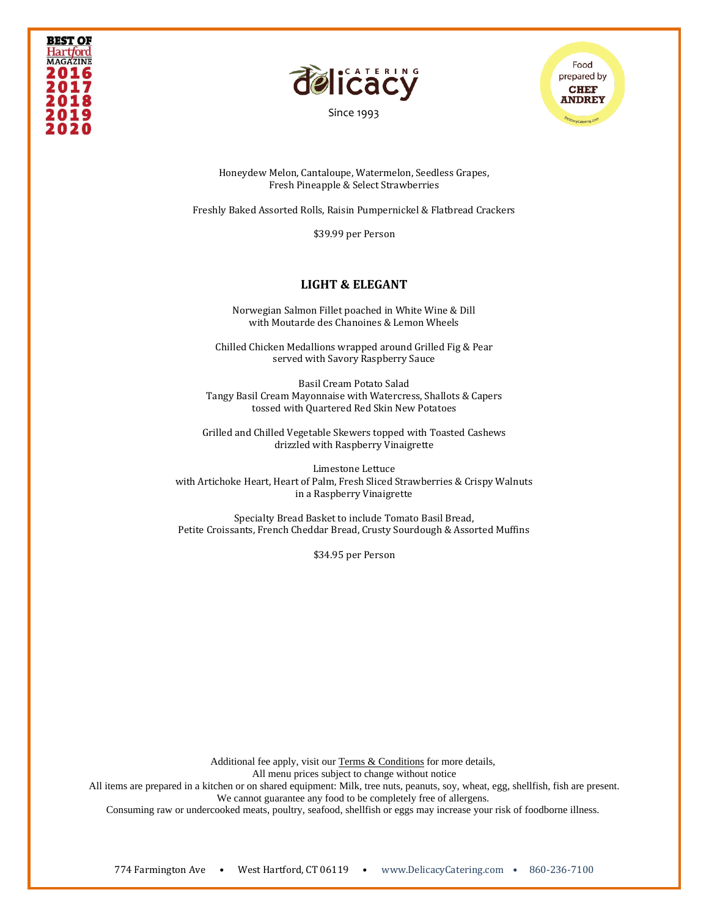BEST OF Hartford MAGAZINE 2016 2017 2018 2019 2020

delicacy CATERING

Since 1993

Food prepared by CHEF ANDREY

Honeydew Melon, Cantaloupe, Watermelon, Seedless Grapes,
Fresh Pineapple & Select Strawberries

Freshly Baked Assorted Rolls, Raisin Pumpernickel & Flatbread Crackers

$39.99 per Person

## LIGHT & ELEGANT

Norwegian Salmon Fillet poached in White Wine & Dill
with Moutarde des Chanoines & Lemon Wheels

Chilled Chicken Medallions wrapped around Grilled Fig & Pear
served with Savory Raspberry Sauce

Basil Cream Potato Salad
Tangy Basil Cream Mayonnaise with Watercress, Shallots & Capers
tossed with Quartered Red Skin New Potatoes

Grilled and Chilled Vegetable Skewers topped with Toasted Cashews
drizzled with Raspberry Vinaigrette

Limestone Lettuce
with Artichoke Heart, Heart of Palm, Fresh Sliced Strawberries & Crispy Walnuts
in a Raspberry Vinaigrette

Specialty Bread Basket to include Tomato Basil Bread,
Petite Croissants, French Cheddar Bread, Crusty Sourdough & Assorted Muffins

$34.95 per Person

Additional fee apply, visit our Terms & Conditions for more details,
All menu prices subject to change without notice
All items are prepared in a kitchen or on shared equipment: Milk, tree nuts, peanuts, soy, wheat, egg, shellfish, fish are present.
We cannot guarantee any food to be completely free of allergens.
Consuming raw or undercooked meats, poultry, seafood, shellfish or eggs may increase your risk of foodborne illness.

774 Farmington Ave • West Hartford, CT 06119 • www.DelicacyCatering.com • 860-236-7100